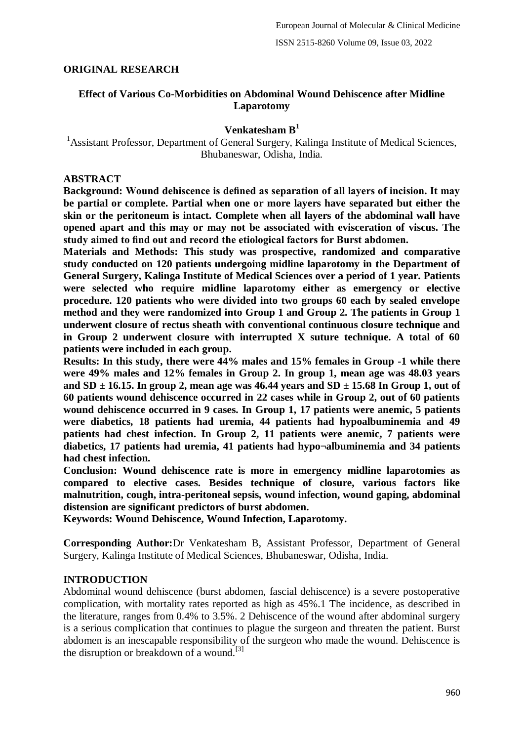**ORIGINAL RESEARCH**

# Effect of Various Co-Morbidities on Abdominal Wound Dehiscence after Midline Laparotomy

**Venkatesham B[1]**

[1]Assistant Professor, Department of General Surgery, Kalinga Institute of Medical Sciences, Bhubaneswar, Odisha, India.

## ABSTRACT

**Background: Wound dehiscence is defined as separation of all layers of incision. It may be partial or complete. Partial when one or more layers have separated but either the skin or the peritoneum is intact. Complete when all layers of the abdominal wall have opened apart and this may or may not be associated with evisceration of viscus. The study aimed to find out and record the etiological factors for Burst abdomen.**

**Materials and Methods: This study was prospective, randomized and comparative study conducted on 120 patients undergoing midline laparotomy in the Department of General Surgery, Kalinga Institute of Medical Sciences over a period of 1 year. Patients were selected who require midline laparotomy either as emergency or elective procedure. 120 patients who were divided into two groups 60 each by sealed envelope method and they were randomized into Group 1 and Group 2. The patients in Group 1 underwent closure of rectus sheath with conventional continuous closure technique and in Group 2 underwent closure with interrupted X suture technique. A total of 60 patients were included in each group.**

**Results: In this study, there were 44% males and 15% females in Group -1 while there were 49% males and 12% females in Group 2. In group 1, mean age was 48.03 years and SD ± 16.15. In group 2, mean age was 46.44 years and SD ± 15.68 In Group 1, out of 60 patients wound dehiscence occurred in 22 cases while in Group 2, out of 60 patients wound dehiscence occurred in 9 cases. In Group 1, 17 patients were anemic, 5 patients were diabetics, 18 patients had uremia, 44 patients had hypoalbuminemia and 49 patients had chest infection. In Group 2, 11 patients were anemic, 7 patients were diabetics, 17 patients had uremia, 41 patients had hypo¬albuminemia and 34 patients had chest infection.**

**Conclusion: Wound dehiscence rate is more in emergency midline laparotomies as compared to elective cases. Besides technique of closure, various factors like malnutrition, cough, intra-peritoneal sepsis, wound infection, wound gaping, abdominal distension are significant predictors of burst abdomen.**

**Keywords: Wound Dehiscence, Wound Infection, Laparotomy.**

**Corresponding Author:** Dr Venkatesham B, Assistant Professor, Department of General Surgery, Kalinga Institute of Medical Sciences, Bhubaneswar, Odisha, India.

## INTRODUCTION

Abdominal wound dehiscence (burst abdomen, fascial dehiscence) is a severe postoperative complication, with mortality rates reported as high as 45%.1 The incidence, as described in the literature, ranges from 0.4% to 3.5%. 2 Dehiscence of the wound after abdominal surgery is a serious complication that continues to plague the surgeon and threaten the patient. Burst abdomen is an inescapable responsibility of the surgeon who made the wound. Dehiscence is the disruption or breakdown of a wound.[3]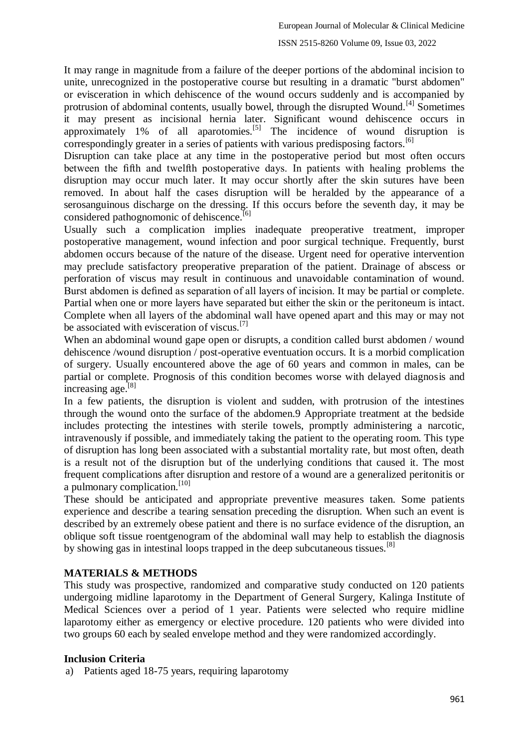It may range in magnitude from a failure of the deeper portions of the abdominal incision to unite, unrecognized in the postoperative course but resulting in a dramatic "burst abdomen" or evisceration in which dehiscence of the wound occurs suddenly and is accompanied by protrusion of abdominal contents, usually bowel, through the disrupted Wound.[4] Sometimes it may present as incisional hernia later. Significant wound dehiscence occurs in approximately 1% of all aparotomies.[5] The incidence of wound disruption is correspondingly greater in a series of patients with various predisposing factors.[6]

Disruption can take place at any time in the postoperative period but most often occurs between the fifth and twelfth postoperative days. In patients with healing problems the disruption may occur much later. It may occur shortly after the skin sutures have been removed. In about half the cases disruption will be heralded by the appearance of a serosanguinous discharge on the dressing. If this occurs before the seventh day, it may be considered pathognomonic of dehiscence.[6]

Usually such a complication implies inadequate preoperative treatment, improper postoperative management, wound infection and poor surgical technique. Frequently, burst abdomen occurs because of the nature of the disease. Urgent need for operative intervention may preclude satisfactory preoperative preparation of the patient. Drainage of abscess or perforation of viscus may result in continuous and unavoidable contamination of wound. Burst abdomen is defined as separation of all layers of incision. It may be partial or complete. Partial when one or more layers have separated but either the skin or the peritoneum is intact. Complete when all layers of the abdominal wall have opened apart and this may or may not be associated with evisceration of viscus.[7]

When an abdominal wound gape open or disrupts, a condition called burst abdomen / wound dehiscence /wound disruption / post-operative eventuation occurs. It is a morbid complication of surgery. Usually encountered above the age of 60 years and common in males, can be partial or complete. Prognosis of this condition becomes worse with delayed diagnosis and increasing age.[8]

In a few patients, the disruption is violent and sudden, with protrusion of the intestines through the wound onto the surface of the abdomen.9 Appropriate treatment at the bedside includes protecting the intestines with sterile towels, promptly administering a narcotic, intravenously if possible, and immediately taking the patient to the operating room. This type of disruption has long been associated with a substantial mortality rate, but most often, death is a result not of the disruption but of the underlying conditions that caused it. The most frequent complications after disruption and restore of a wound are a generalized peritonitis or a pulmonary complication.[10]

These should be anticipated and appropriate preventive measures taken. Some patients experience and describe a tearing sensation preceding the disruption. When such an event is described by an extremely obese patient and there is no surface evidence of the disruption, an oblique soft tissue roentgenogram of the abdominal wall may help to establish the diagnosis by showing gas in intestinal loops trapped in the deep subcutaneous tissues.[8]

## MATERIALS & METHODS

This study was prospective, randomized and comparative study conducted on 120 patients undergoing midline laparotomy in the Department of General Surgery, Kalinga Institute of Medical Sciences over a period of 1 year. Patients were selected who require midline laparotomy either as emergency or elective procedure. 120 patients who were divided into two groups 60 each by sealed envelope method and they were randomized accordingly.

### Inclusion Criteria

a) Patients aged 18-75 years, requiring laparotomy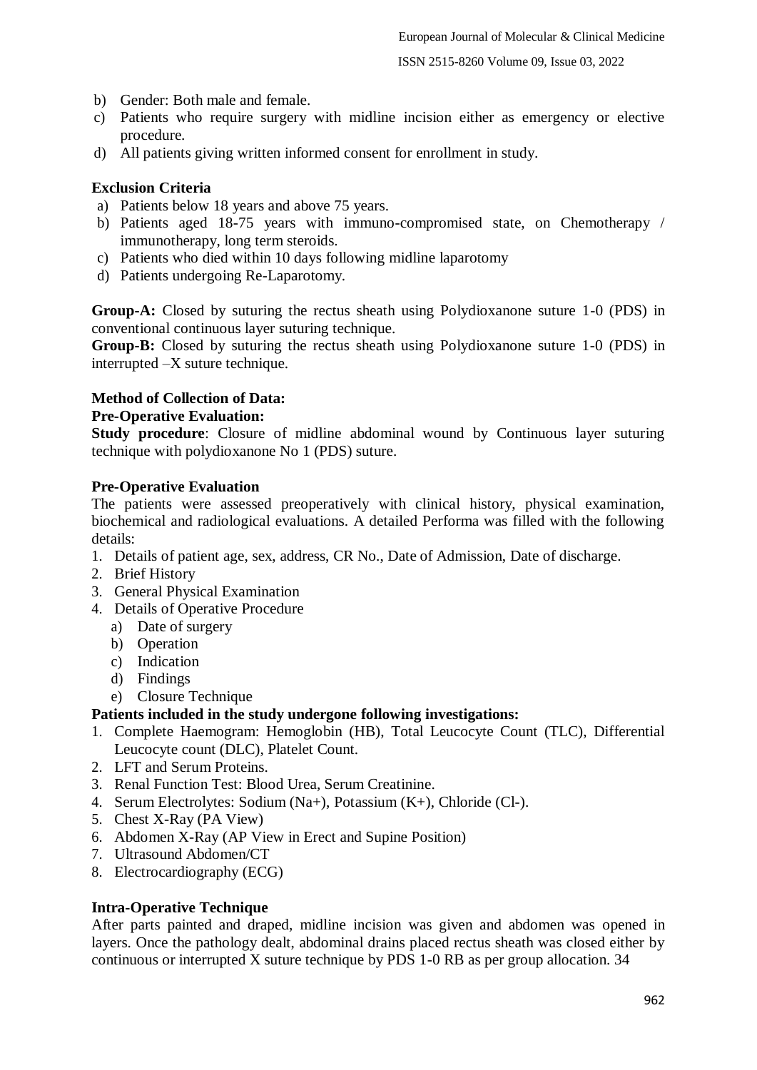b) Gender: Both male and female.
c) Patients who require surgery with midline incision either as emergency or elective procedure.
d) All patients giving written informed consent for enrollment in study.

**Exclusion Criteria**

a) Patients below 18 years and above 75 years.
b) Patients aged 18-75 years with immuno-compromised state, on Chemotherapy / immunotherapy, long term steroids.
c) Patients who died within 10 days following midline laparotomy
d) Patients undergoing Re-Laparotomy.

**Group-A:** Closed by suturing the rectus sheath using Polydioxanone suture 1-0 (PDS) in conventional continuous layer suturing technique.
**Group-B:** Closed by suturing the rectus sheath using Polydioxanone suture 1-0 (PDS) in interrupted –X suture technique.

**Method of Collection of Data:**
**Pre-Operative Evaluation:**
**Study procedure**: Closure of midline abdominal wound by Continuous layer suturing technique with polydioxanone No 1 (PDS) suture.

**Pre-Operative Evaluation**

The patients were assessed preoperatively with clinical history, physical examination, biochemical and radiological evaluations. A detailed Performa was filled with the following details:

1. Details of patient age, sex, address, CR No., Date of Admission, Date of discharge.
2. Brief History
3. General Physical Examination
4. Details of Operative Procedure
   a) Date of surgery
   b) Operation
   c) Indication
   d) Findings
   e) Closure Technique

**Patients included in the study undergone following investigations:**

1. Complete Haemogram: Hemoglobin (HB), Total Leucocyte Count (TLC), Differential Leucocyte count (DLC), Platelet Count.
2. LFT and Serum Proteins.
3. Renal Function Test: Blood Urea, Serum Creatinine.
4. Serum Electrolytes: Sodium ($Na^+$), Potassium ($K^+$), Chloride ($Cl^-$).
5. Chest X-Ray (PA View)
6. Abdomen X-Ray (AP View in Erect and Supine Position)
7. Ultrasound Abdomen/CT
8. Electrocardiography (ECG)

**Intra-Operative Technique**

After parts painted and draped, midline incision was given and abdomen was opened in layers. Once the pathology dealt, abdominal drains placed rectus sheath was closed either by continuous or interrupted X suture technique by PDS 1-0 RB as per group allocation. 34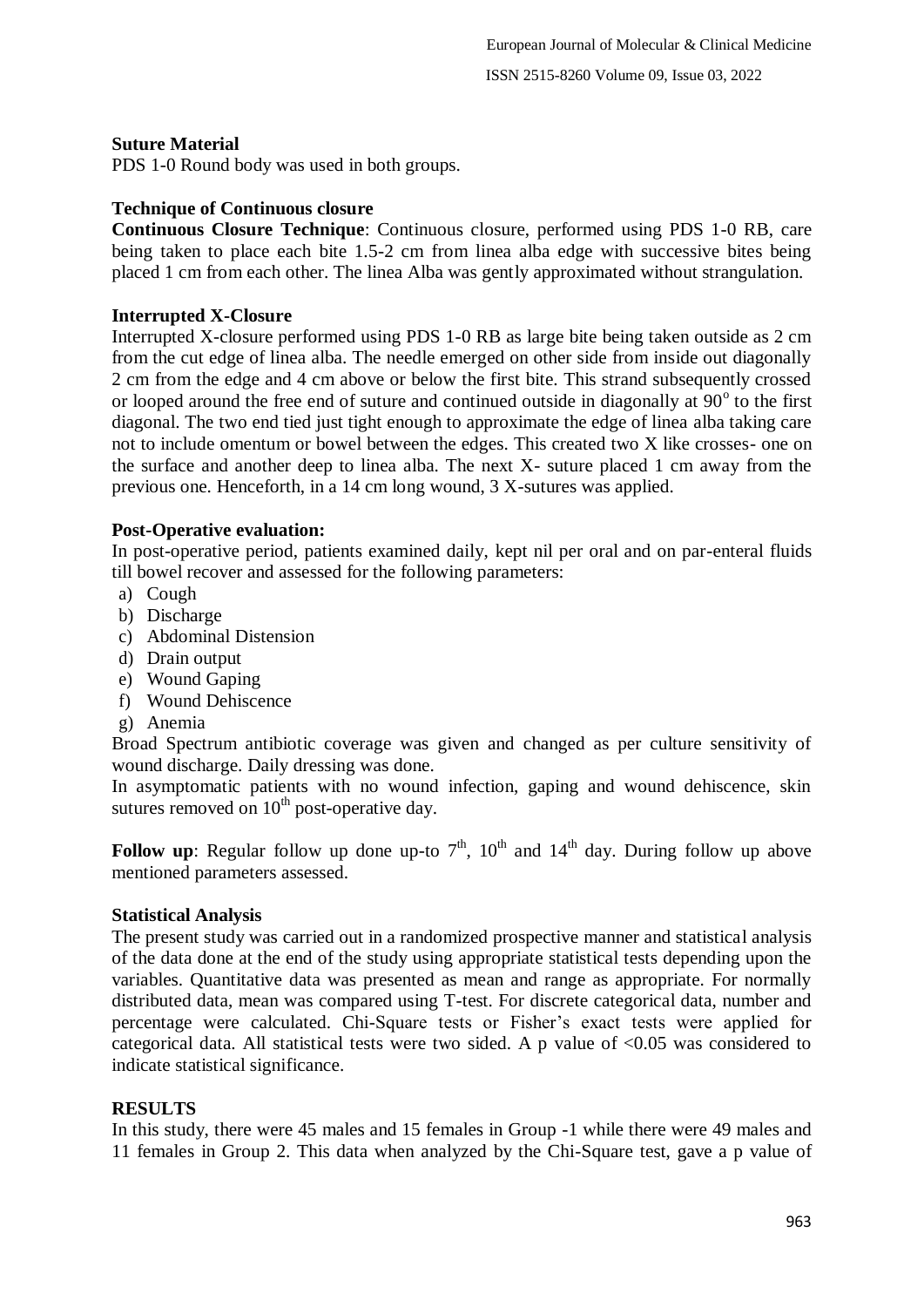**Suture Material**

PDS 1-0 Round body was used in both groups.

**Technique of Continuous closure**

**Continuous Closure Technique**: Continuous closure, performed using PDS 1-0 RB, care being taken to place each bite 1.5-2 cm from linea alba edge with successive bites being placed 1 cm from each other. The linea Alba was gently approximated without strangulation.

**Interrupted X-Closure**

Interrupted X-closure performed using PDS 1-0 RB as large bite being taken outside as 2 cm from the cut edge of linea alba. The needle emerged on other side from inside out diagonally 2 cm from the edge and 4 cm above or below the first bite. This strand subsequently crossed or looped around the free end of suture and continued outside in diagonally at $90^{o}$ to the first diagonal. The two end tied just tight enough to approximate the edge of linea alba taking care not to include omentum or bowel between the edges. This created two X like crosses- one on the surface and another deep to linea alba. The next X- suture placed 1 cm away from the previous one. Henceforth, in a 14 cm long wound, 3 X-sutures was applied.

**Post-Operative evaluation:**

In post-operative period, patients examined daily, kept nil per oral and on par-enteral fluids till bowel recover and assessed for the following parameters:

a) Cough
b) Discharge
c) Abdominal Distension
d) Drain output
e) Wound Gaping
f) Wound Dehiscence
g) Anemia

Broad Spectrum antibiotic coverage was given and changed as per culture sensitivity of wound discharge. Daily dressing was done.

In asymptomatic patients with no wound infection, gaping and wound dehiscence, skin sutures removed on $10^{th}$ post-operative day.

**Follow up**: Regular follow up done up-to $7^{th}$, $10^{th}$ and $14^{th}$ day. During follow up above mentioned parameters assessed.

**Statistical Analysis**

The present study was carried out in a randomized prospective manner and statistical analysis of the data done at the end of the study using appropriate statistical tests depending upon the variables. Quantitative data was presented as mean and range as appropriate. For normally distributed data, mean was compared using T-test. For discrete categorical data, number and percentage were calculated. Chi-Square tests or Fisher's exact tests were applied for categorical data. All statistical tests were two sided. A p value of <0.05 was considered to indicate statistical significance.

## RESULTS

In this study, there were 45 males and 15 females in Group -1 while there were 49 males and 11 females in Group 2. This data when analyzed by the Chi-Square test, gave a p value of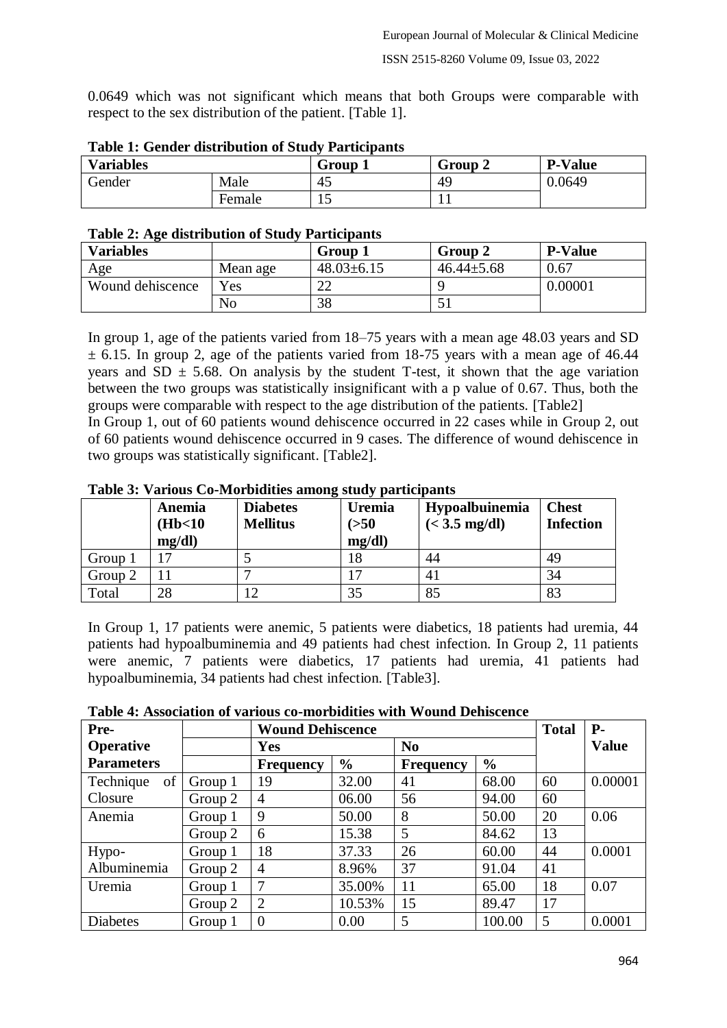0.0649 which was not significant which means that both Groups were comparable with respect to the sex distribution of the patient. [Table 1].

**Table 1: Gender distribution of Study Participants**

| Variables | | Group 1 | Group 2 | P-Value |
|---|---|---|---|---|
| Gender | Male | 45 | 49 | 0.0649 |
| | Female | 15 | 11 | |

**Table 2: Age distribution of Study Participants**

| Variables | | Group 1 | Group 2 | P-Value |
|---|---|---|---|---|
| Age | Mean age | 48.03±6.15 | 46.44±5.68 | 0.67 |
| Wound dehiscence | Yes | 22 | 9 | 0.00001 |
| | No | 38 | 51 | |

In group 1, age of the patients varied from 18–75 years with a mean age 48.03 years and SD ± 6.15. In group 2, age of the patients varied from 18-75 years with a mean age of 46.44 years and SD ± 5.68. On analysis by the student T-test, it shown that the age variation between the two groups was statistically insignificant with a p value of 0.67. Thus, both the groups were comparable with respect to the age distribution of the patients. [Table2]

In Group 1, out of 60 patients wound dehiscence occurred in 22 cases while in Group 2, out of 60 patients wound dehiscence occurred in 9 cases. The difference of wound dehiscence in two groups was statistically significant. [Table2].

**Table 3: Various Co-Morbidities among study participants**

| | Anemia (Hb<10 mg/dl) | Diabetes Mellitus | Uremia (>50 mg/dl) | Hypoalbuinemia (< 3.5 mg/dl) | Chest Infection |
|---|---|---|---|---|---|
| Group 1 | 17 | 5 | 18 | 44 | 49 |
| Group 2 | 11 | 7 | 17 | 41 | 34 |
| Total | 28 | 12 | 35 | 85 | 83 |

In Group 1, 17 patients were anemic, 5 patients were diabetics, 18 patients had uremia, 44 patients had hypoalbuminemia and 49 patients had chest infection. In Group 2, 11 patients were anemic, 7 patients were diabetics, 17 patients had uremia, 41 patients had hypoalbuminemia, 34 patients had chest infection. [Table3].

**Table 4: Association of various co-morbidities with Wound Dehiscence**

| Pre-Operative Parameters | | Wound Dehiscence | | | | Total | P-Value |
|---|---|---|---|---|---|---|---|
| | | Yes | | No | | | |
| | | Frequency | % | Frequency | % | | |
| Technique of Closure | Group 1 | 19 | 32.00 | 41 | 68.00 | 60 | 0.00001 |
| | Group 2 | 4 | 06.00 | 56 | 94.00 | 60 | |
| Anemia | Group 1 | 9 | 50.00 | 8 | 50.00 | 20 | 0.06 |
| | Group 2 | 6 | 15.38 | 5 | 84.62 | 13 | |
| Hypo-Albuminemia | Group 1 | 18 | 37.33 | 26 | 60.00 | 44 | 0.0001 |
| | Group 2 | 4 | 8.96% | 37 | 91.04 | 41 | |
| Uremia | Group 1 | 7 | 35.00% | 11 | 65.00 | 18 | 0.07 |
| | Group 2 | 2 | 10.53% | 15 | 89.47 | 17 | |
| Diabetes | Group 1 | 0 | 0.00 | 5 | 100.00 | 5 | 0.0001 |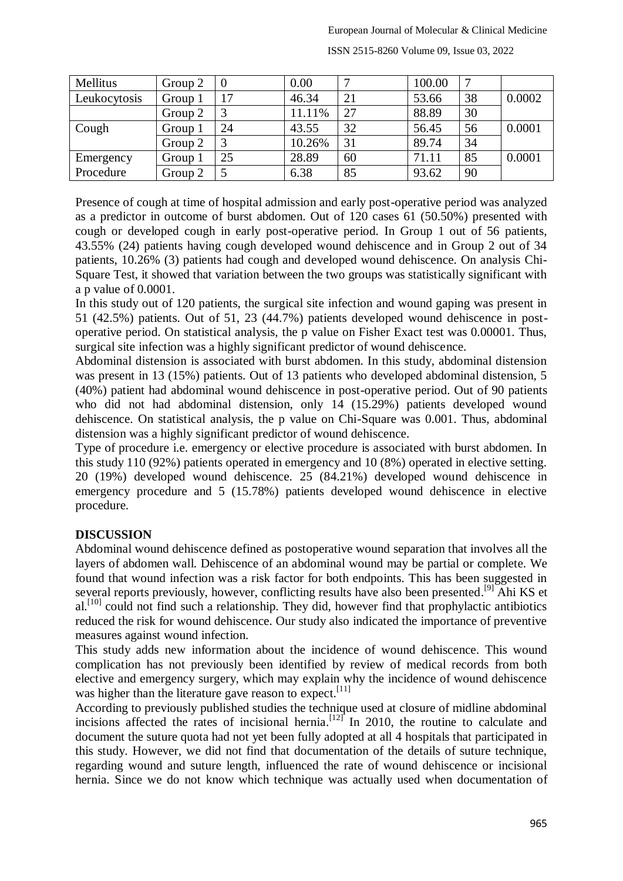| Mellitus | Group 2 | 0 | 0.00 | 7 | 100.00 | 7 | |
|---|---|---|---|---|---|---|---|
| Leukocytosis | Group 1 | 17 | 46.34 | 21 | 53.66 | 38 | 0.0002 |
| | Group 2 | 3 | 11.11% | 27 | 88.89 | 30 | |
| Cough | Group 1 | 24 | 43.55 | 32 | 56.45 | 56 | 0.0001 |
| | Group 2 | 3 | 10.26% | 31 | 89.74 | 34 | |
| Emergency Procedure | Group 1 | 25 | 28.89 | 60 | 71.11 | 85 | 0.0001 |
| | Group 2 | 5 | 6.38 | 85 | 93.62 | 90 | |

Presence of cough at time of hospital admission and early post-operative period was analyzed as a predictor in outcome of burst abdomen. Out of 120 cases 61 (50.50%) presented with cough or developed cough in early post-operative period. In Group 1 out of 56 patients, 43.55% (24) patients having cough developed wound dehiscence and in Group 2 out of 34 patients, 10.26% (3) patients had cough and developed wound dehiscence. On analysis Chi-Square Test, it showed that variation between the two groups was statistically significant with a p value of 0.0001.

In this study out of 120 patients, the surgical site infection and wound gaping was present in 51 (42.5%) patients. Out of 51, 23 (44.7%) patients developed wound dehiscence in post-operative period. On statistical analysis, the p value on Fisher Exact test was 0.00001. Thus, surgical site infection was a highly significant predictor of wound dehiscence.

Abdominal distension is associated with burst abdomen. In this study, abdominal distension was present in 13 (15%) patients. Out of 13 patients who developed abdominal distension, 5 (40%) patient had abdominal wound dehiscence in post-operative period. Out of 90 patients who did not had abdominal distension, only 14 (15.29%) patients developed wound dehiscence. On statistical analysis, the p value on Chi-Square was 0.001. Thus, abdominal distension was a highly significant predictor of wound dehiscence.

Type of procedure i.e. emergency or elective procedure is associated with burst abdomen. In this study 110 (92%) patients operated in emergency and 10 (8%) operated in elective setting. 20 (19%) developed wound dehiscence. 25 (84.21%) developed wound dehiscence in emergency procedure and 5 (15.78%) patients developed wound dehiscence in elective procedure.

## DISCUSSION

Abdominal wound dehiscence defined as postoperative wound separation that involves all the layers of abdomen wall. Dehiscence of an abdominal wound may be partial or complete. We found that wound infection was a risk factor for both endpoints. This has been suggested in several reports previously, however, conflicting results have also been presented.[9] Ahi KS et al.[10] could not find such a relationship. They did, however find that prophylactic antibiotics reduced the risk for wound dehiscence. Our study also indicated the importance of preventive measures against wound infection.

This study adds new information about the incidence of wound dehiscence. This wound complication has not previously been identified by review of medical records from both elective and emergency surgery, which may explain why the incidence of wound dehiscence was higher than the literature gave reason to expect.[11]

According to previously published studies the technique used at closure of midline abdominal incisions affected the rates of incisional hernia.[12] In 2010, the routine to calculate and document the suture quota had not yet been fully adopted at all 4 hospitals that participated in this study. However, we did not find that documentation of the details of suture technique, regarding wound and suture length, influenced the rate of wound dehiscence or incisional hernia. Since we do not know which technique was actually used when documentation of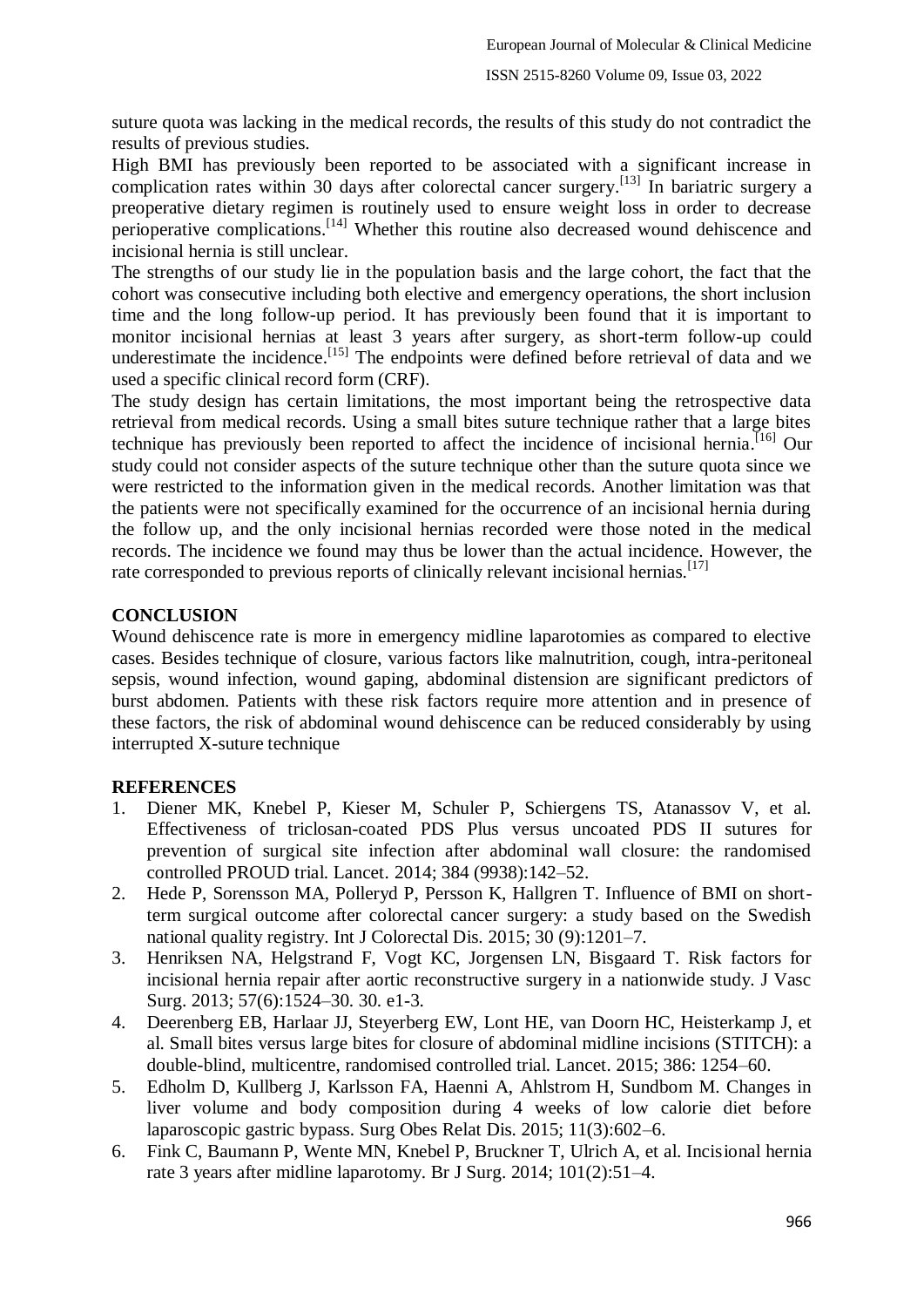suture quota was lacking in the medical records, the results of this study do not contradict the results of previous studies.

High BMI has previously been reported to be associated with a significant increase in complication rates within 30 days after colorectal cancer surgery.[13] In bariatric surgery a preoperative dietary regimen is routinely used to ensure weight loss in order to decrease perioperative complications.[14] Whether this routine also decreased wound dehiscence and incisional hernia is still unclear.

The strengths of our study lie in the population basis and the large cohort, the fact that the cohort was consecutive including both elective and emergency operations, the short inclusion time and the long follow-up period. It has previously been found that it is important to monitor incisional hernias at least 3 years after surgery, as short-term follow-up could underestimate the incidence.[15] The endpoints were defined before retrieval of data and we used a specific clinical record form (CRF).

The study design has certain limitations, the most important being the retrospective data retrieval from medical records. Using a small bites suture technique rather that a large bites technique has previously been reported to affect the incidence of incisional hernia.[16] Our study could not consider aspects of the suture technique other than the suture quota since we were restricted to the information given in the medical records. Another limitation was that the patients were not specifically examined for the occurrence of an incisional hernia during the follow up, and the only incisional hernias recorded were those noted in the medical records. The incidence we found may thus be lower than the actual incidence. However, the rate corresponded to previous reports of clinically relevant incisional hernias.[17]

## CONCLUSION

Wound dehiscence rate is more in emergency midline laparotomies as compared to elective cases. Besides technique of closure, various factors like malnutrition, cough, intra-peritoneal sepsis, wound infection, wound gaping, abdominal distension are significant predictors of burst abdomen. Patients with these risk factors require more attention and in presence of these factors, the risk of abdominal wound dehiscence can be reduced considerably by using interrupted X-suture technique

## REFERENCES

1. Diener MK, Knebel P, Kieser M, Schuler P, Schiergens TS, Atanassov V, et al. Effectiveness of triclosan-coated PDS Plus versus uncoated PDS II sutures for prevention of surgical site infection after abdominal wall closure: the randomised controlled PROUD trial. Lancet. 2014; 384 (9938):142–52.
2. Hede P, Sorensson MA, Polleryd P, Persson K, Hallgren T. Influence of BMI on short-term surgical outcome after colorectal cancer surgery: a study based on the Swedish national quality registry. Int J Colorectal Dis. 2015; 30 (9):1201–7.
3. Henriksen NA, Helgstrand F, Vogt KC, Jorgensen LN, Bisgaard T. Risk factors for incisional hernia repair after aortic reconstructive surgery in a nationwide study. J Vasc Surg. 2013; 57(6):1524–30. 30. e1-3.
4. Deerenberg EB, Harlaar JJ, Steyerberg EW, Lont HE, van Doorn HC, Heisterkamp J, et al. Small bites versus large bites for closure of abdominal midline incisions (STITCH): a double-blind, multicentre, randomised controlled trial. Lancet. 2015; 386: 1254–60.
5. Edholm D, Kullberg J, Karlsson FA, Haenni A, Ahlstrom H, Sundbom M. Changes in liver volume and body composition during 4 weeks of low calorie diet before laparoscopic gastric bypass. Surg Obes Relat Dis. 2015; 11(3):602–6.
6. Fink C, Baumann P, Wente MN, Knebel P, Bruckner T, Ulrich A, et al. Incisional hernia rate 3 years after midline laparotomy. Br J Surg. 2014; 101(2):51–4.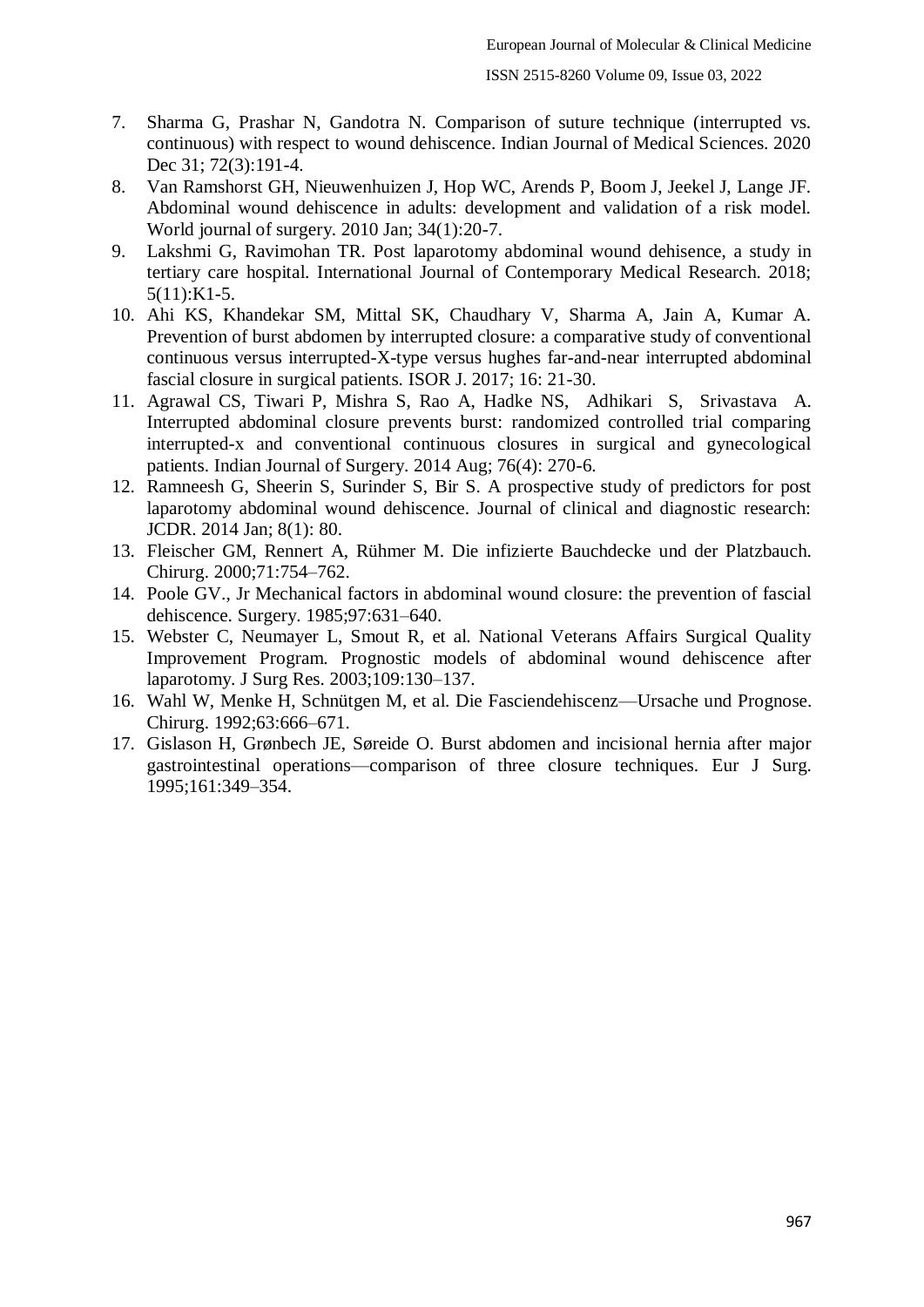7. Sharma G, Prashar N, Gandotra N. Comparison of suture technique (interrupted vs. continuous) with respect to wound dehiscence. Indian Journal of Medical Sciences. 2020 Dec 31; 72(3):191-4.
8. Van Ramshorst GH, Nieuwenhuizen J, Hop WC, Arends P, Boom J, Jeekel J, Lange JF. Abdominal wound dehiscence in adults: development and validation of a risk model. World journal of surgery. 2010 Jan; 34(1):20-7.
9. Lakshmi G, Ravimohan TR. Post laparotomy abdominal wound dehisence, a study in tertiary care hospital. International Journal of Contemporary Medical Research. 2018; 5(11):K1-5.
10. Ahi KS, Khandekar SM, Mittal SK, Chaudhary V, Sharma A, Jain A, Kumar A. Prevention of burst abdomen by interrupted closure: a comparative study of conventional continuous versus interrupted-X-type versus hughes far-and-near interrupted abdominal fascial closure in surgical patients. ISOR J. 2017; 16: 21-30.
11. Agrawal CS, Tiwari P, Mishra S, Rao A, Hadke NS, Adhikari S, Srivastava A. Interrupted abdominal closure prevents burst: randomized controlled trial comparing interrupted-x and conventional continuous closures in surgical and gynecological patients. Indian Journal of Surgery. 2014 Aug; 76(4): 270-6.
12. Ramneesh G, Sheerin S, Surinder S, Bir S. A prospective study of predictors for post laparotomy abdominal wound dehiscence. Journal of clinical and diagnostic research: JCDR. 2014 Jan; 8(1): 80.
13. Fleischer GM, Rennert A, Rühmer M. Die infizierte Bauchdecke und der Platzbauch. Chirurg. 2000;71:754–762.
14. Poole GV., Jr Mechanical factors in abdominal wound closure: the prevention of fascial dehiscence. Surgery. 1985;97:631–640.
15. Webster C, Neumayer L, Smout R, et al. National Veterans Affairs Surgical Quality Improvement Program. Prognostic models of abdominal wound dehiscence after laparotomy. J Surg Res. 2003;109:130–137.
16. Wahl W, Menke H, Schnütgen M, et al. Die Fasciendehiscenz—Ursache und Prognose. Chirurg. 1992;63:666–671.
17. Gislason H, Grønbech JE, Søreide O. Burst abdomen and incisional hernia after major gastrointestinal operations—comparison of three closure techniques. Eur J Surg. 1995;161:349–354.